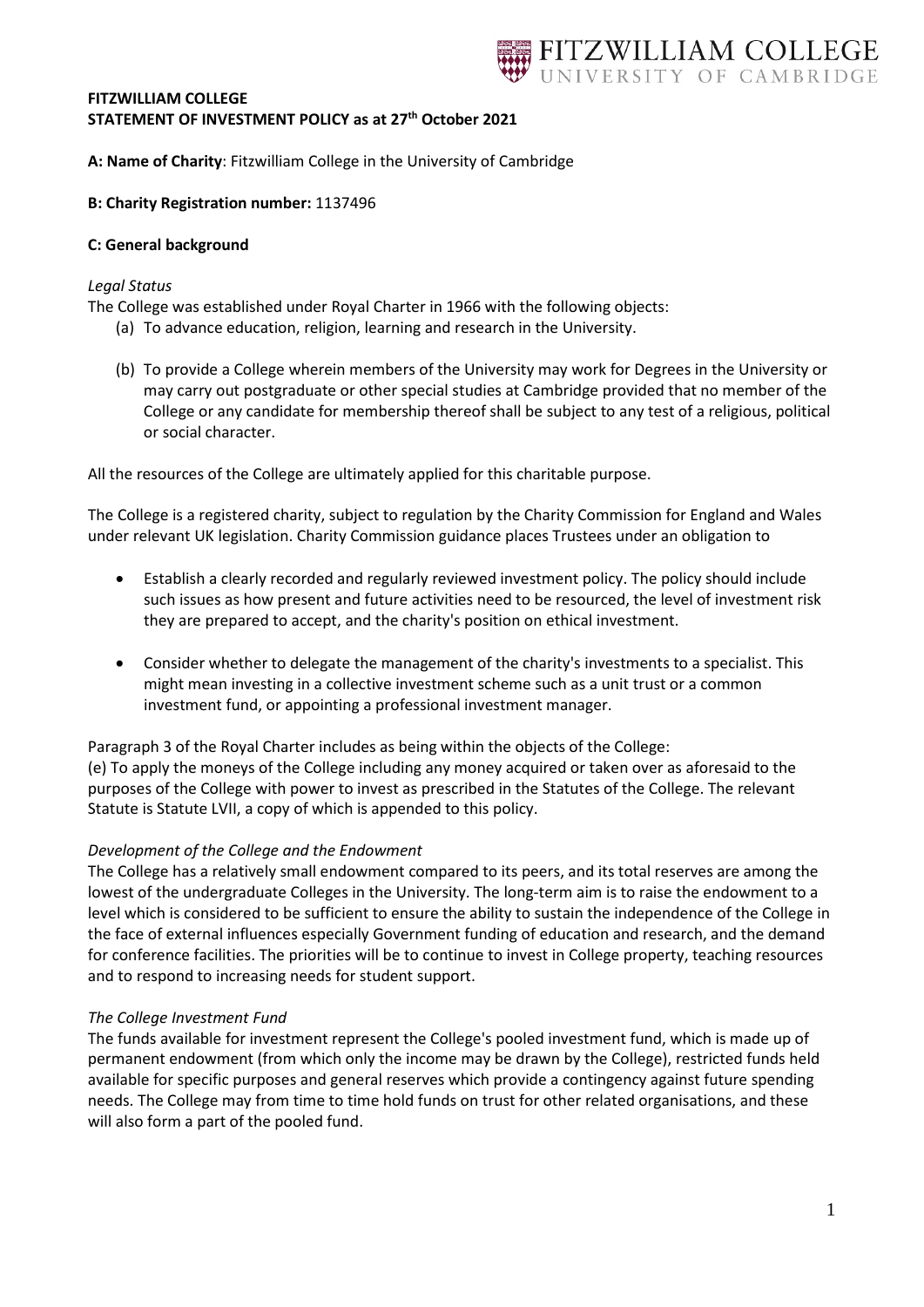**FITZWILLIAM COLLEGE**
**STATEMENT OF INVESTMENT POLICY as at 27th October 2021**

**A: Name of Charity**: Fitzwilliam College in the University of Cambridge

**B: Charity Registration number:** 1137496

**C: General background**

*Legal Status*

The College was established under Royal Charter in 1966 with the following objects:

(a) To advance education, religion, learning and research in the University.

(b) To provide a College wherein members of the University may work for Degrees in the University or may carry out postgraduate or other special studies at Cambridge provided that no member of the College or any candidate for membership thereof shall be subject to any test of a religious, political or social character.

All the resources of the College are ultimately applied for this charitable purpose.

The College is a registered charity, subject to regulation by the Charity Commission for England and Wales under relevant UK legislation. Charity Commission guidance places Trustees under an obligation to

- Establish a clearly recorded and regularly reviewed investment policy. The policy should include such issues as how present and future activities need to be resourced, the level of investment risk they are prepared to accept, and the charity's position on ethical investment.
- Consider whether to delegate the management of the charity's investments to a specialist. This might mean investing in a collective investment scheme such as a unit trust or a common investment fund, or appointing a professional investment manager.

Paragraph 3 of the Royal Charter includes as being within the objects of the College:
(e) To apply the moneys of the College including any money acquired or taken over as aforesaid to the purposes of the College with power to invest as prescribed in the Statutes of the College. The relevant Statute is Statute LVII, a copy of which is appended to this policy.

*Development of the College and the Endowment*

The College has a relatively small endowment compared to its peers, and its total reserves are among the lowest of the undergraduate Colleges in the University. The long-term aim is to raise the endowment to a level which is considered to be sufficient to ensure the ability to sustain the independence of the College in the face of external influences especially Government funding of education and research, and the demand for conference facilities. The priorities will be to continue to invest in College property, teaching resources and to respond to increasing needs for student support.

*The College Investment Fund*

The funds available for investment represent the College's pooled investment fund, which is made up of permanent endowment (from which only the income may be drawn by the College), restricted funds held available for specific purposes and general reserves which provide a contingency against future spending needs. The College may from time to time hold funds on trust for other related organisations, and these will also form a part of the pooled fund.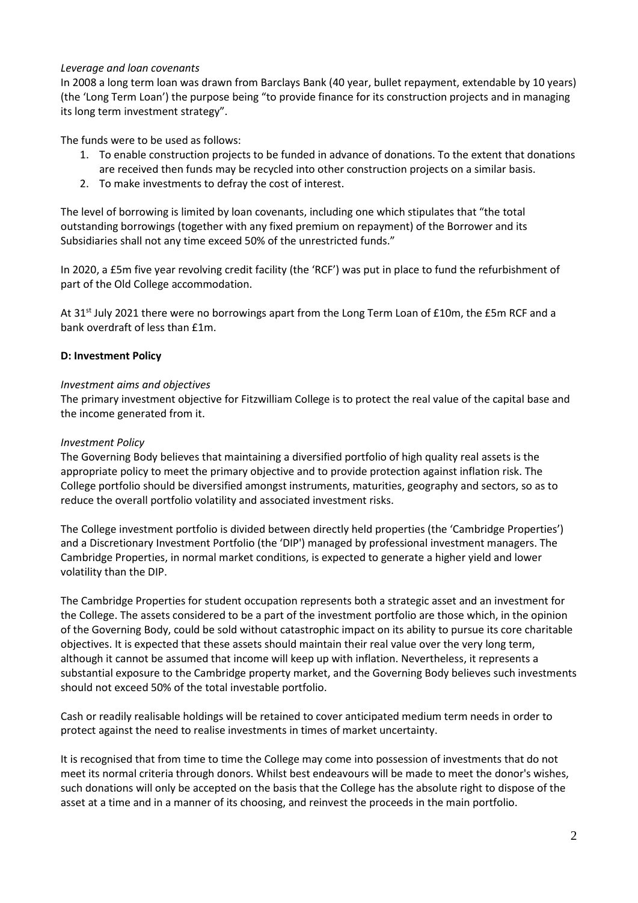*Leverage and loan covenants*

In 2008 a long term loan was drawn from Barclays Bank (40 year, bullet repayment, extendable by 10 years) (the 'Long Term Loan') the purpose being "to provide finance for its construction projects and in managing its long term investment strategy".

The funds were to be used as follows:

1. To enable construction projects to be funded in advance of donations. To the extent that donations are received then funds may be recycled into other construction projects on a similar basis.
2. To make investments to defray the cost of interest.

The level of borrowing is limited by loan covenants, including one which stipulates that "the total outstanding borrowings (together with any fixed premium on repayment) of the Borrower and its Subsidiaries shall not any time exceed 50% of the unrestricted funds."

In 2020, a £5m five year revolving credit facility (the 'RCF') was put in place to fund the refurbishment of part of the Old College accommodation.

At 31st July 2021 there were no borrowings apart from the Long Term Loan of £10m, the £5m RCF and a bank overdraft of less than £1m.

**D: Investment Policy**

*Investment aims and objectives*

The primary investment objective for Fitzwilliam College is to protect the real value of the capital base and the income generated from it.

*Investment Policy*

The Governing Body believes that maintaining a diversified portfolio of high quality real assets is the appropriate policy to meet the primary objective and to provide protection against inflation risk. The College portfolio should be diversified amongst instruments, maturities, geography and sectors, so as to reduce the overall portfolio volatility and associated investment risks.

The College investment portfolio is divided between directly held properties (the 'Cambridge Properties') and a Discretionary Investment Portfolio (the 'DIP') managed by professional investment managers. The Cambridge Properties, in normal market conditions, is expected to generate a higher yield and lower volatility than the DIP.

The Cambridge Properties for student occupation represents both a strategic asset and an investment for the College. The assets considered to be a part of the investment portfolio are those which, in the opinion of the Governing Body, could be sold without catastrophic impact on its ability to pursue its core charitable objectives. It is expected that these assets should maintain their real value over the very long term, although it cannot be assumed that income will keep up with inflation. Nevertheless, it represents a substantial exposure to the Cambridge property market, and the Governing Body believes such investments should not exceed 50% of the total investable portfolio.

Cash or readily realisable holdings will be retained to cover anticipated medium term needs in order to protect against the need to realise investments in times of market uncertainty.

It is recognised that from time to time the College may come into possession of investments that do not meet its normal criteria through donors. Whilst best endeavours will be made to meet the donor's wishes, such donations will only be accepted on the basis that the College has the absolute right to dispose of the asset at a time and in a manner of its choosing, and reinvest the proceeds in the main portfolio.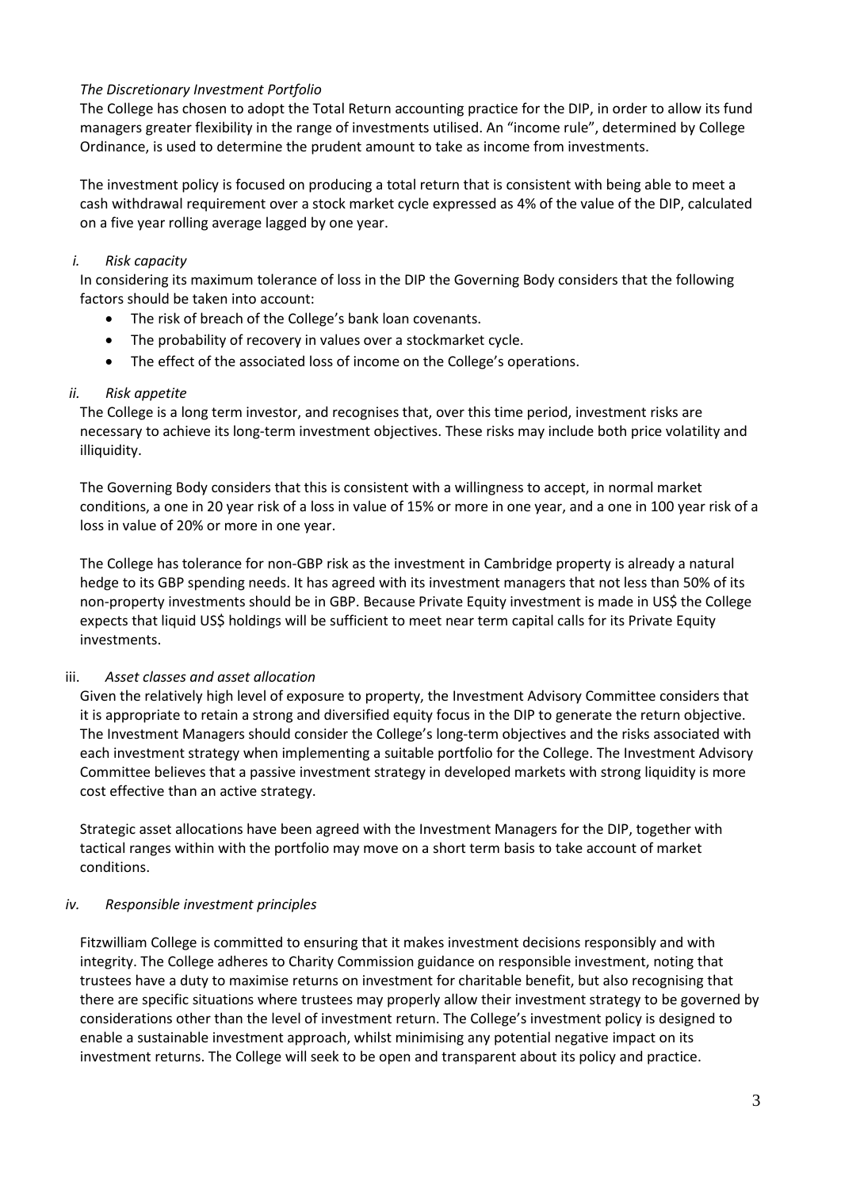*The Discretionary Investment Portfolio*

The College has chosen to adopt the Total Return accounting practice for the DIP, in order to allow its fund managers greater flexibility in the range of investments utilised. An "income rule", determined by College Ordinance, is used to determine the prudent amount to take as income from investments.

The investment policy is focused on producing a total return that is consistent with being able to meet a cash withdrawal requirement over a stock market cycle expressed as 4% of the value of the DIP, calculated on a five year rolling average lagged by one year.

*i. Risk capacity*

In considering its maximum tolerance of loss in the DIP the Governing Body considers that the following factors should be taken into account:

- The risk of breach of the College's bank loan covenants.
- The probability of recovery in values over a stockmarket cycle.
- The effect of the associated loss of income on the College's operations.

*ii. Risk appetite*

The College is a long term investor, and recognises that, over this time period, investment risks are necessary to achieve its long-term investment objectives. These risks may include both price volatility and illiquidity.

The Governing Body considers that this is consistent with a willingness to accept, in normal market conditions, a one in 20 year risk of a loss in value of 15% or more in one year, and a one in 100 year risk of a loss in value of 20% or more in one year.

The College has tolerance for non-GBP risk as the investment in Cambridge property is already a natural hedge to its GBP spending needs. It has agreed with its investment managers that not less than 50% of its non-property investments should be in GBP. Because Private Equity investment is made in US$ the College expects that liquid US$ holdings will be sufficient to meet near term capital calls for its Private Equity investments.

iii. *Asset classes and asset allocation*

Given the relatively high level of exposure to property, the Investment Advisory Committee considers that it is appropriate to retain a strong and diversified equity focus in the DIP to generate the return objective. The Investment Managers should consider the College's long-term objectives and the risks associated with each investment strategy when implementing a suitable portfolio for the College. The Investment Advisory Committee believes that a passive investment strategy in developed markets with strong liquidity is more cost effective than an active strategy.

Strategic asset allocations have been agreed with the Investment Managers for the DIP, together with tactical ranges within with the portfolio may move on a short term basis to take account of market conditions.

*iv. Responsible investment principles*

Fitzwilliam College is committed to ensuring that it makes investment decisions responsibly and with integrity. The College adheres to Charity Commission guidance on responsible investment, noting that trustees have a duty to maximise returns on investment for charitable benefit, but also recognising that there are specific situations where trustees may properly allow their investment strategy to be governed by considerations other than the level of investment return. The College's investment policy is designed to enable a sustainable investment approach, whilst minimising any potential negative impact on its investment returns. The College will seek to be open and transparent about its policy and practice.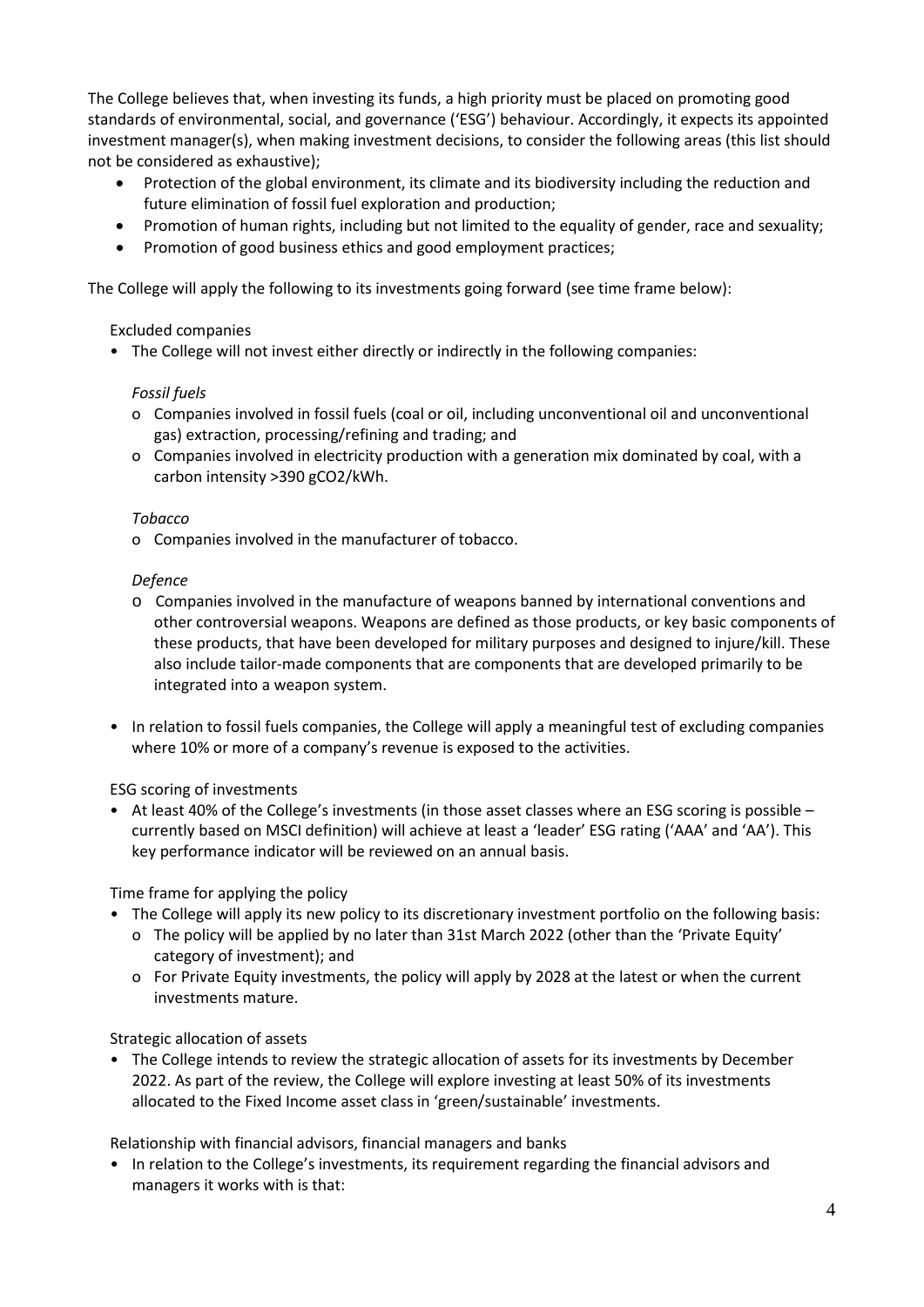The College believes that, when investing its funds, a high priority must be placed on promoting good standards of environmental, social, and governance ('ESG') behaviour. Accordingly, it expects its appointed investment manager(s), when making investment decisions, to consider the following areas (this list should not be considered as exhaustive);

- Protection of the global environment, its climate and its biodiversity including the reduction and future elimination of fossil fuel exploration and production;
- Promotion of human rights, including but not limited to the equality of gender, race and sexuality;
- Promotion of good business ethics and good employment practices;

The College will apply the following to its investments going forward (see time frame below):

Excluded companies

- The College will not invest either directly or indirectly in the following companies:

  *Fossil fuels*
  - Companies involved in fossil fuels (coal or oil, including unconventional oil and unconventional gas) extraction, processing/refining and trading; and
  - Companies involved in electricity production with a generation mix dominated by coal, with a carbon intensity >390 $gCO_2/kWh$.

  *Tobacco*
  - Companies involved in the manufacturer of tobacco.

  *Defence*
  - Companies involved in the manufacture of weapons banned by international conventions and other controversial weapons. Weapons are defined as those products, or key basic components of these products, that have been developed for military purposes and designed to injure/kill. These also include tailor-made components that are components that are developed primarily to be integrated into a weapon system.

- In relation to fossil fuels companies, the College will apply a meaningful test of excluding companies where 10% or more of a company's revenue is exposed to the activities.

ESG scoring of investments

- At least 40% of the College's investments (in those asset classes where an ESG scoring is possible – currently based on MSCI definition) will achieve at least a 'leader' ESG rating ('AAA' and 'AA'). This key performance indicator will be reviewed on an annual basis.

Time frame for applying the policy

- The College will apply its new policy to its discretionary investment portfolio on the following basis:
  - The policy will be applied by no later than 31st March 2022 (other than the 'Private Equity' category of investment); and
  - For Private Equity investments, the policy will apply by 2028 at the latest or when the current investments mature.

Strategic allocation of assets

- The College intends to review the strategic allocation of assets for its investments by December 2022. As part of the review, the College will explore investing at least 50% of its investments allocated to the Fixed Income asset class in 'green/sustainable' investments.

Relationship with financial advisors, financial managers and banks

- In relation to the College's investments, its requirement regarding the financial advisors and managers it works with is that: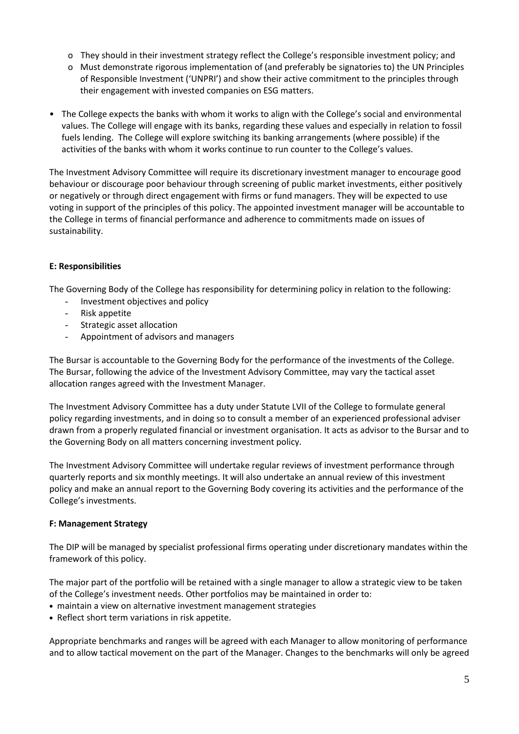- They should in their investment strategy reflect the College's responsible investment policy; and
  - Must demonstrate rigorous implementation of (and preferably be signatories to) the UN Principles of Responsible Investment ('UNPRI') and show their active commitment to the principles through their engagement with invested companies on ESG matters.

- The College expects the banks with whom it works to align with the College's social and environmental values. The College will engage with its banks, regarding these values and especially in relation to fossil fuels lending. The College will explore switching its banking arrangements (where possible) if the activities of the banks with whom it works continue to run counter to the College's values.

The Investment Advisory Committee will require its discretionary investment manager to encourage good behaviour or discourage poor behaviour through screening of public market investments, either positively or negatively or through direct engagement with firms or fund managers. They will be expected to use voting in support of the principles of this policy. The appointed investment manager will be accountable to the College in terms of financial performance and adherence to commitments made on issues of sustainability.

**E: Responsibilities**

The Governing Body of the College has responsibility for determining policy in relation to the following:

- Investment objectives and policy
- Risk appetite
- Strategic asset allocation
- Appointment of advisors and managers

The Bursar is accountable to the Governing Body for the performance of the investments of the College. The Bursar, following the advice of the Investment Advisory Committee, may vary the tactical asset allocation ranges agreed with the Investment Manager.

The Investment Advisory Committee has a duty under Statute LVII of the College to formulate general policy regarding investments, and in doing so to consult a member of an experienced professional adviser drawn from a properly regulated financial or investment organisation. It acts as advisor to the Bursar and to the Governing Body on all matters concerning investment policy.

The Investment Advisory Committee will undertake regular reviews of investment performance through quarterly reports and six monthly meetings. It will also undertake an annual review of this investment policy and make an annual report to the Governing Body covering its activities and the performance of the College's investments.

**F: Management Strategy**

The DIP will be managed by specialist professional firms operating under discretionary mandates within the framework of this policy.

The major part of the portfolio will be retained with a single manager to allow a strategic view to be taken of the College's investment needs. Other portfolios may be maintained in order to:

- maintain a view on alternative investment management strategies
- Reflect short term variations in risk appetite.

Appropriate benchmarks and ranges will be agreed with each Manager to allow monitoring of performance and to allow tactical movement on the part of the Manager. Changes to the benchmarks will only be agreed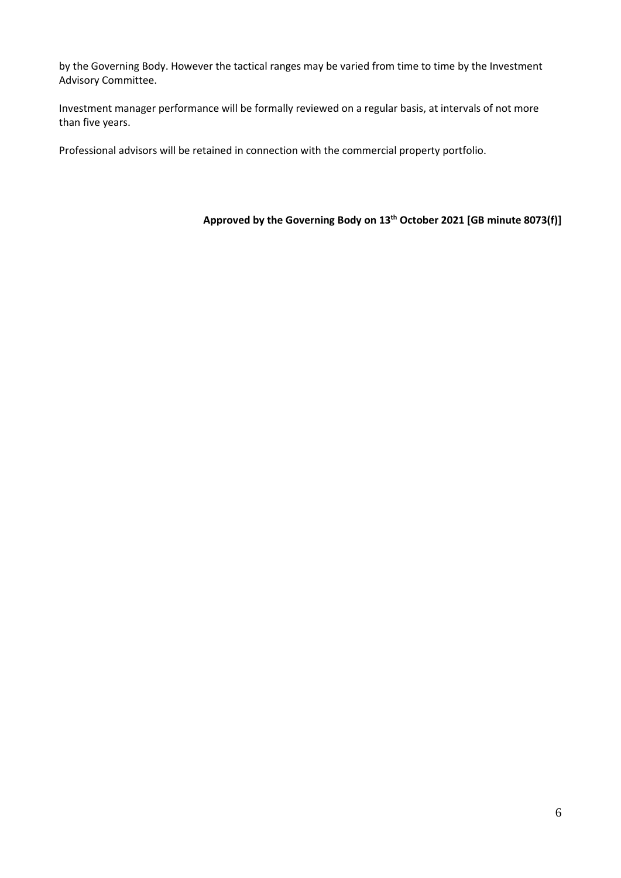by the Governing Body. However the tactical ranges may be varied from time to time by the Investment Advisory Committee.

Investment manager performance will be formally reviewed on a regular basis, at intervals of not more than five years.

Professional advisors will be retained in connection with the commercial property portfolio.

**Approved by the Governing Body on 13th October 2021 [GB minute 8073(f)]**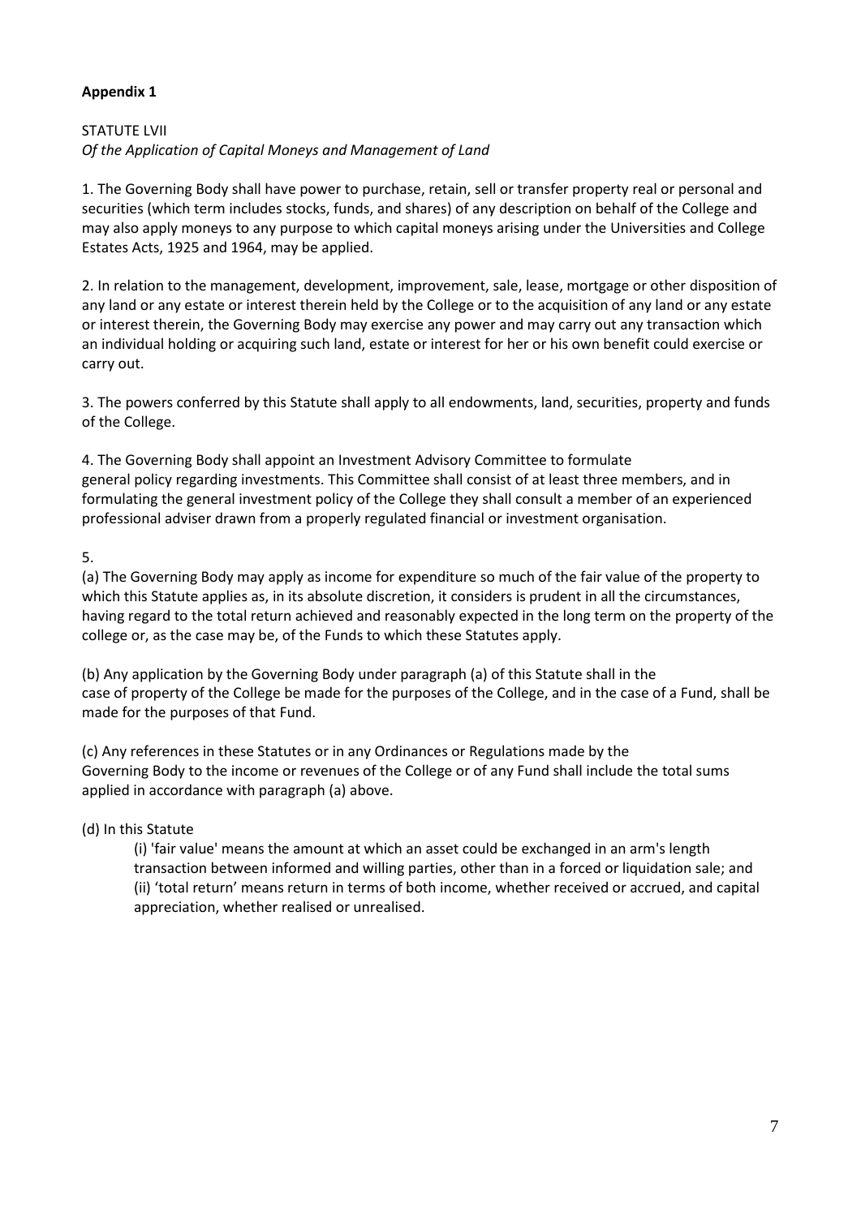**Appendix 1**

STATUTE LVII

*Of the Application of Capital Moneys and Management of Land*

1. The Governing Body shall have power to purchase, retain, sell or transfer property real or personal and securities (which term includes stocks, funds, and shares) of any description on behalf of the College and may also apply moneys to any purpose to which capital moneys arising under the Universities and College Estates Acts, 1925 and 1964, may be applied.

2. In relation to the management, development, improvement, sale, lease, mortgage or other disposition of any land or any estate or interest therein held by the College or to the acquisition of any land or any estate or interest therein, the Governing Body may exercise any power and may carry out any transaction which an individual holding or acquiring such land, estate or interest for her or his own benefit could exercise or carry out.

3. The powers conferred by this Statute shall apply to all endowments, land, securities, property and funds of the College.

4. The Governing Body shall appoint an Investment Advisory Committee to formulate general policy regarding investments. This Committee shall consist of at least three members, and in formulating the general investment policy of the College they shall consult a member of an experienced professional adviser drawn from a properly regulated financial or investment organisation.

5.

(a) The Governing Body may apply as income for expenditure so much of the fair value of the property to which this Statute applies as, in its absolute discretion, it considers is prudent in all the circumstances, having regard to the total return achieved and reasonably expected in the long term on the property of the college or, as the case may be, of the Funds to which these Statutes apply.

(b) Any application by the Governing Body under paragraph (a) of this Statute shall in the case of property of the College be made for the purposes of the College, and in the case of a Fund, shall be made for the purposes of that Fund.

(c) Any references in these Statutes or in any Ordinances or Regulations made by the Governing Body to the income or revenues of the College or of any Fund shall include the total sums applied in accordance with paragraph (a) above.

(d) In this Statute

> (i) 'fair value' means the amount at which an asset could be exchanged in an arm's length transaction between informed and willing parties, other than in a forced or liquidation sale; and
> (ii) 'total return' means return in terms of both income, whether received or accrued, and capital appreciation, whether realised or unrealised.